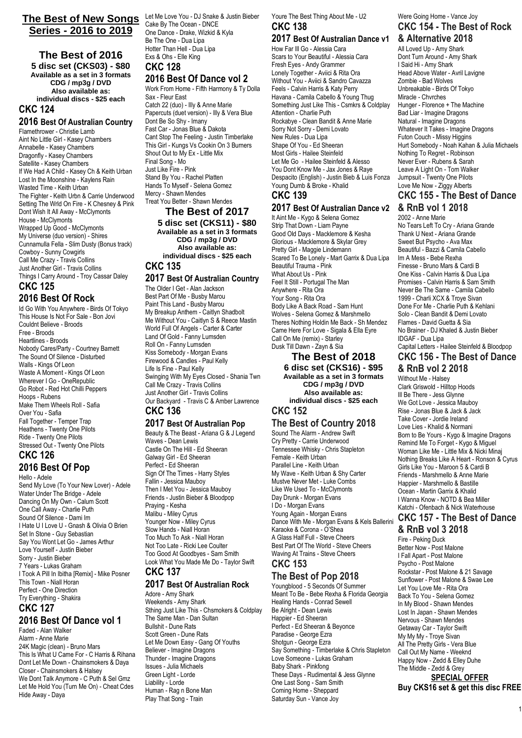# The Best of New Songs Series - 2016 to 2019

## The Best of 2016

**5 disc set (CKS03) - $80**
**Available as a set in 3 formats**
**CDG / mp3g / DVD**
**Also available as:**
**individual discs - $25 each**

### CKC 124

### 2016 Best Of Australian Country

Flamethrower - Christie Lamb
Aint No Little Girl - Kasey Chambers
Annabelle - Kasey Chambers
Dragonfly - Kasey Chambers
Satellite - Kasey Chambers
If We Had A Child - Kasey Ch & Keith Urban
Lost In the Moonshine - Kaylens Rain
Wasted Time - Keith Urban
The Fighter - Keith Urbn & Carrie Underwood
Setting The Wrld On Fire - K Chesney & Pink
Dont Wish It All Away - McClymonts
House - McClymonts
Wrapped Up Good - McClymonts
My Universe (duo version) - Shires
Cunnamulla Fella - Slim Dusty (Bonus track)
Cowboy - Sunny Cowgirls
Call Me Crazy - Travis Collins
Just Another Girl - Travis Collins
Things I Carry Around - Troy Cassar Daley

### CKC 125

### 2016 Best Of Rock

Id Go With You Anywhere - Birds Of Tokyo
This House Is Not For Sale - Bon Jovi
Couldnt Believe - Broods
Free - Broods
Heartlines - Broods
Nobody Cares/Party - Courtney Barnett
The Sound Of Silence - Disturbed
Walls - Kings Of Leon
Waste A Moment - Kings Of Leon
Wherever I Go - OneRepublic
Go Robot - Red Hot Chilli Peppers
Hoops - Rubens
Make Them Wheels Roll - Safia
Over You - Safia
Fall Together - Temper Trap
Heathens - Twenty One Pilots
Ride - Twenty One Pilots
Stressed Out - Twenty One Pilots

### CKC 126

### 2016 Best Of Pop

Hello - Adele
Send My Love (To Your New Lover) - Adele
Water Under The Bridge - Adele
Dancing On My Own - Calum Scott
One Call Away - Charlie Puth
Sound Of Silence - Dami Im
I Hate U I Love U - Gnash & Olivia O Brien
Set In Stone - Guy Sebastian
Say You Wont Let Go - James Arthur
Love Yourself - Justin Bieber
Sorry - Justin Bieber
7 Years - Lukas Graham
I Took A Pill In Ibitha [Remix] - Mike Posner
This Town - Niall Horan
Perfect - One Direction
Try Everything - Shakira

### CKC 127

### 2016 Best Of Dance vol 1

Faded - Alan Walker
Alarm - Anne Marie
24K Magic (clean) - Bruno Mars
This Is What U Came For - C Harris & Rihana
Dont Let Me Down - Chainsmokers & Daya
Closer - Chainsmokers & Halsey
We Dont Talk Anymore - C Puth & Sel Gmz
Let Me Hold You (Turn Me On) - Cheat Cdes
Hide Away - Daya
Let Me Love You - DJ Snake & Justin Bieber
Cake By The Ocean - DNCE
One Dance - Drake, Wizkid & Kyla
Be The One - Dua Lipa
Hotter Than Hell - Dua Lipa
Exs & Ohs - Elle King

### CKC 128

### 2016 Best Of Dance vol 2

Work From Home - Fifth Harmony & Ty Dolla Sax - Fleur East
Catch 22 (duo) - Illy & Anne Marie
Papercuts (duet version) - Illy & Vera Blue
Dont Be So Shy - Imany
Fast Car - Jonas Blue & Dakota
Cant Stop The Feeling - Justin Timberlake
This Girl - Kungs Vs Cookin On 3 Burners
Shout Out to My Ex - Little Mix
Final Song - Mo
Just Like Fire - Pink
Stand By You - Rachel Platten
Hands To Myself - Selena Gomez
Mercy - Shawn Mendes
Treat You Better - Shawn Mendes

## The Best of 2017

**5 disc set (CKS11) - $80**
**Available as a set in 3 formats**
**CDG / mp3g / DVD**
**Also available as:**
**individual discs - $25 each**

### CKC 135

### 2017 Best Of Australian Country

The Older I Get - Alan Jackson
Best Part Of Me - Busby Marou
Paint This Land - Busby Marou
My Breakup Anthem - Caitlyn Shadbolt
Me Without You - Caitlyn S & Reece Mastin
World Full Of Angels - Carter & Carter
Land Of Gold - Fanny Lumsden
Roll On - Fanny Lumsden
Kiss Somebody - Morgan Evans
Firewood & Candles - Paul Kelly
Life Is Fine - Paul Kelly
Swinging With My Eyes Closed - Shania Twn
Call Me Crazy - Travis Collins
Just Another Girl - Travis Collins
Our Backyard - Travis C & Amber Lawrence

### CKC 136

### 2017 Best Of Australian Pop

Beauty & The Beast - Ariana G & J Legend
Waves - Dean Lewis
Castle On The Hill - Ed Sheeran
Galway Girl - Ed Sheeran
Perfect - Ed Sheeran
Sign Of The Times - Harry Styles
Fallin - Jessica Mauboy
Then I Met You - Jessica Mauboy
Friends - Justin Bieber & Bloodpop
Praying - Kesha
Malibu - Miley Cyrus
Younger Now - Miley Cyrus
Slow Hands - Niall Horan
Too Much To Ask - Niall Horan
Not Too Late - Ricki Lee Coulter
Too Good At Goodbyes - Sam Smith
Look What You Made Me Do - Taylor Swift

### CKC 137

### 2017 Best Of Australian Rock

Adore - Amy Shark
Weekends - Amy Shark
Sthing Just Like This - Chsmokers & Coldplay
The Same Man - Dan Sultan
Bullshit - Dune Rats
Scott Green - Dune Rats
Let Me Down Easy - Gang Of Youths
Believer - Imagine Dragons
Thunder - Imagine Dragons
Issues - Julia Michaels
Green Light - Lorde
Liability - Lorde
Human - Rag n Bone Man
Play That Song - Train
Youre The Best Thing About Me - U2

### CKC 138

### 2017 Best Of Australian Dance v1

How Far Ill Go - Alessia Cara
Scars to Your Beautiful - Alessia Cara
Fresh Eyes - Andy Grammer
Lonely Together - Aviici & Rita Ora
Without You - Aviici & Sandro Cavazza
Feels - Calvin Harris & Katy Perry
Havana - Camila Cabello & Young Thug
Something Just Like This - Csmkrs & Coldplay
Attention - Charlie Puth
Rockabye - Clean Bandit & Anne Marie
Sorry Not Sorry - Demi Lovato
New Rules - Dua Lipa
Shape Of You - Ed Sheeran
Most Girls - Hailee Steinfeld
Let Me Go - Hailee Steinfeld & Alesso
You Dont Know Me - Jax Jones & Raye
Despacito (English) - Justin Bieb & Luis Fonza
Young Dumb & Broke - Khalid

### CKC 139

### 2017 Best Of Australian Dance v2

It Aint Me - Kygo & Selena Gomez
Strip That Down - Liam Payne
Good Old Days - Macklemore & Kesha
Glorious - Macklemore & Skylar Grey
Pretty Girl - Maggie Lindemann
Scared To Be Lonely - Mart Garrix & Dua Lipa
Beautiful Trauma - Pink
What About Us - Pink
Feel It Still - Portugal The Man
Anywhere - Rita Ora
Your Song - Rita Ora
Body Like A Back Road - Sam Hunt
Wolves - Selena Gomez & Marshmello
Theres Nothing Holdin Me Back - Sh Mendez
Came Here For Love - Sigala & Ella Eyre
Call On Me (remix) - Starley
Dusk Till Dawn - Zayn & Sia

## The Best of 2018

**6 disc set (CKS16) - $95**
**Available as a set in 3 formats**
**CDG / mp3g / DVD**
**Also available as:**
**individual discs - $25 each**

### CKC 152

### The Best of Country 2018

Sound The Alarm - Andrew Swift
Cry Pretty - Carrie Underwood
Tennessee Whisky - Chris Stapleton
Female - Keith Urban
Parallel Line - Keith Urban
My Wave - Keith Urban & Shy Carter
Mustve Never Met - Luke Combs
Like We Used To - McClymonts
Day Drunk - Morgan Evans
I Do - Morgan Evans
Young Again - Morgan Evans
Dance With Me - Morgan Evans & Kels Ballerini
Karaoke & Corona - O'Shea
A Glass Half Full - Steve Cheers
Best Part Of The World - Steve Cheers
Waving At Trains - Steve Cheers

### CKC 153

### The Best of Pop 2018

Youngblood - 5 Seconds Of Summer
Meant To Be - Bebe Rexha & Florida Georgia
Healing Hands - Conrad Sewell
Be Alright - Dean Lewis
Happier - Ed Sheeran
Perfect - Ed Sheeran & Beyonce
Paradise - George Ezra
Shotgun - George Ezra
Say Something - Timberlake & Chris Stapleton
Love Someone - Lukas Graham
Baby Shark - Pinkfong
These Days - Rudimental & Jess Glynne
One Last Song - Sam Smith
Coming Home - Sheppard
Saturday Sun - Vance Joy
Were Going Home - Vance Joy

### CKC 154 - The Best of Rock & Alternative 2018

All Loved Up - Amy Shark
Dont Turn Around - Amy Shark
I Said Hi - Amy Shark
Head Above Water - Avril Lavigne
Zombie - Bad Wolves
Unbreakable - Birds Of Tokyo
Miracle - Chvrches
Hunger - Florence + The Machine
Bad Liar - Imagine Dragons
Natural - Imagine Dragons
Whatever It Takes - Imagine Dragons
Futon Couch - Missy Higgins
Hurt Somebody - Noah Kahan & Julia Michaels
Nothing To Regret - Robinson
Never Ever - Rubens & Sarah
Leave A Light On - Tom Walker
Jumpsuit - Twenty One Pilots
Love Me Now - Ziggy Alberts

### CKC 155 - The Best of Dance & RnB vol 1 2018

2002 - Anne Marie
No Tears Left To Cry - Ariana Grande
Thank U Next - Ariana Grande
Sweet But Psycho - Ava Max
Beautiful - Bazzi & Camila Cabello
Im A Mess - Bebe Rexha
Finesse - Bruno Mars & Cardi B
One Kiss - Calvin Harris & Dua Lipa
Promises - Calvin Harris & Sam Smith
Never Be The Same - Camila Cabello
1999 - Charli XCX & Troye Sivan
Done For Me - Charlie Puth & Kehlani
Solo - Clean Bandit & Demi Lovato
Flames - David Guetta & Sia
No Brainer - DJ Khaled & Justin Bieber
IDGAF - Dua Lipa
Capital Letters - Hailee Steinfeld & Bloodpop

### CKC 156 - The Best of Dance & RnB vol 2 2018

Without Me - Halsey
Clark Griswold - Hilltop Hoods
Ill Be There - Jess Glynne
We Got Love - Jessica Mauboy
Rise - Jonas Blue & Jack & Jack
Take Cover - Jordie Ireland
Love Lies - Khalid & Normani
Born to Be Yours - Kygo & Imagine Dragons
Remind Me To Forget - Kygo & Miguel
Woman Like Me - Little Mix & Nicki Minaj
Nothing Breaks Like A Heart - Ronson & Cyrus
Girls Like You - Maroon 5 & Cardi B
Friends - Marshmello & Anne Marie
Happier - Marshmello & Bastille
Ocean - Martin Garrix & Khalid
I Wanna Know - NOTD & Bea Miller
Katchi - Ofenbach & Nick Waterhouse

### CKC 157 - The Best of Dance & RnB vol 3 2018

Fire - Peking Duck
Better Now - Post Malone
I Fall Apart - Post Malone
Psycho - Post Malone
Rockstar - Post Malone & 21 Savage
Sunflower - Post Malone & Swae Lee
Let You Love Me - Rita Ora
Back To You - Selena Gomez
In My Blood - Shawn Mendes
Lost In Japan - Shawn Mendes
Nervous - Shawn Mendes
Getaway Car - Taylor Swift
My My My - Troye Sivan
All The Pretty Girls - Vera Blue
Call Out My Name - Weeknd
Happy Now - Zedd & Elley Duhe
The Middle - Zedd & Grey

**SPECIAL OFFER**
**Buy CKS16 set & get this disc FREE**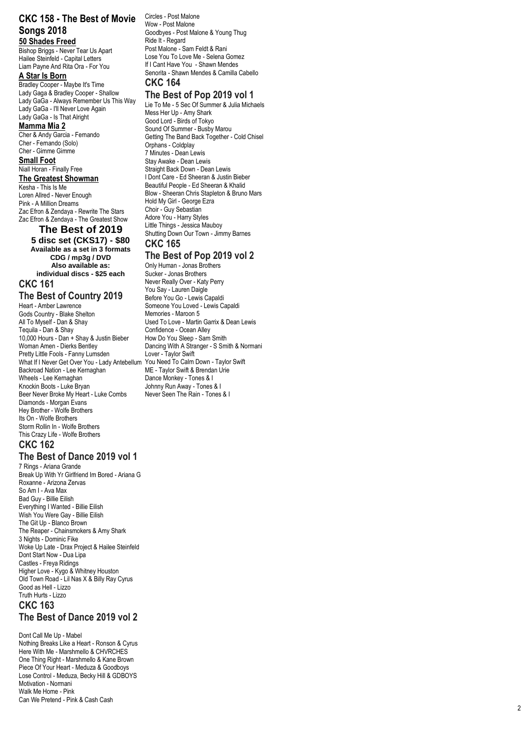## CKC 158 - The Best of Movie Songs 2018

### 50 Shades Freed

Bishop Briggs - Never Tear Us Apart
Hailee Steinfeld - Capital Letters
Liam Payne And Rita Ora - For You

### A Star Is Born

Bradley Cooper - Maybe It's Time
Lady Gaga & Bradley Cooper - Shallow
Lady GaGa - Always Remember Us This Way
Lady GaGa - I'll Never Love Again
Lady GaGa - Is That Alright

### Mamma Mia 2

Cher & Andy Garcia - Fernando
Cher - Fernando (Solo)
Cher - Gimme Gimme

### Small Foot

Niall Horan - Finally Free

### The Greatest Showman

Kesha - This Is Me
Loren Allred - Never Enough
Pink - A Million Dreams
Zac Efron & Zendaya - Rewrite The Stars
Zac Efron & Zendaya - The Greatest Show

# The Best of 2019

**5 disc set (CKS17) - $80**
**Available as a set in 3 formats**
**CDG / mp3g / DVD**
**Also available as:**
**individual discs - $25 each**

## CKC 161

## The Best of Country 2019

Heart - Amber Lawrence
Gods Country - Blake Shelton
All To Myself - Dan & Shay
Tequila - Dan & Shay
10,000 Hours - Dan + Shay & Justin Bieber
Woman Amen - Dierks Bentley
Pretty Little Fools - Fanny Lumsden
What If I Never Get Over You - Lady Antebellum
Backroad Nation - Lee Kernaghan
Wheels - Lee Kernaghan
Knockin Boots - Luke Bryan
Beer Never Broke My Heart - Luke Combs
Diamonds - Morgan Evans
Hey Brother - Wolfe Brothers
Its On - Wolfe Brothers
Storm Rollin In - Wolfe Brothers
This Crazy Life - Wolfe Brothers

## CKC 162

## The Best of Dance 2019 vol 1

7 Rings - Ariana Grande
Break Up With Yr Girlfriend Im Bored - Ariana G
Roxanne - Arizona Zervas
So Am I - Ava Max
Bad Guy - Billie Eilish
Everything I Wanted - Billie Eilish
Wish You Were Gay - Billie Eilish
The Git Up - Blanco Brown
The Reaper - Chainsmokers & Amy Shark
3 Nights - Dominic Fike
Woke Up Late - Drax Project & Hailee Steinfeld
Dont Start Now - Dua Lipa
Castles - Freya Ridings
Higher Love - Kygo & Whitney Houston
Old Town Road - Lil Nas X & Billy Ray Cyrus
Good as Hell - Lizzo
Truth Hurts - Lizzo

## CKC 163

## The Best of Dance 2019 vol 2

Dont Call Me Up - Mabel
Nothing Breaks Like a Heart - Ronson & Cyrus
Here With Me - Marshmello & CHVRCHES
One Thing Right - Marshmello & Kane Brown
Piece Of Your Heart - Meduza & Goodboys
Lose Control - Meduza, Becky Hill & GDBOYS
Motivation - Normani
Walk Me Home - Pink
Can We Pretend - Pink & Cash Cash
Circles - Post Malone
Wow - Post Malone
Goodbyes - Post Malone & Young Thug
Ride It - Regard
Post Malone - Sam Feldt & Rani
Lose You To Love Me - Selena Gomez
If I Cant Have You - Shawn Mendes
Senorita - Shawn Mendes & Camilla Cabello

## CKC 164

## The Best of Pop 2019 vol 1

Lie To Me - 5 Sec Of Summer & Julia Michaels
Mess Her Up - Amy Shark
Good Lord - Birds of Tokyo
Sound Of Summer - Busby Marou
Getting The Band Back Together - Cold Chisel
Orphans - Coldplay
7 Minutes - Dean Lewis
Stay Awake - Dean Lewis
Straight Back Down - Dean Lewis
I Dont Care - Ed Sheeran & Justin Bieber
Beautiful People - Ed Sheeran & Khalid
Blow - Sheeran Chris Stapleton & Bruno Mars
Hold My Girl - George Ezra
Choir - Guy Sebastian
Adore You - Harry Styles
Little Things - Jessica Mauboy
Shutting Down Our Town - Jimmy Barnes

## CKC 165

## The Best of Pop 2019 vol 2

Only Human - Jonas Brothers
Sucker - Jonas Brothers
Never Really Over - Katy Perry
You Say - Lauren Daigle
Before You Go - Lewis Capaldi
Someone You Loved - Lewis Capaldi
Memories - Maroon 5
Used To Love - Martin Garrix & Dean Lewis
Confidence - Ocean Alley
How Do You Sleep - Sam Smith
Dancing With A Stranger - S Smith & Normani
Lover - Taylor Swift
You Need To Calm Down - Taylor Swift
ME - Taylor Swift & Brendan Urie
Dance Monkey - Tones & I
Johnny Run Away - Tones & I
Never Seen The Rain - Tones & I